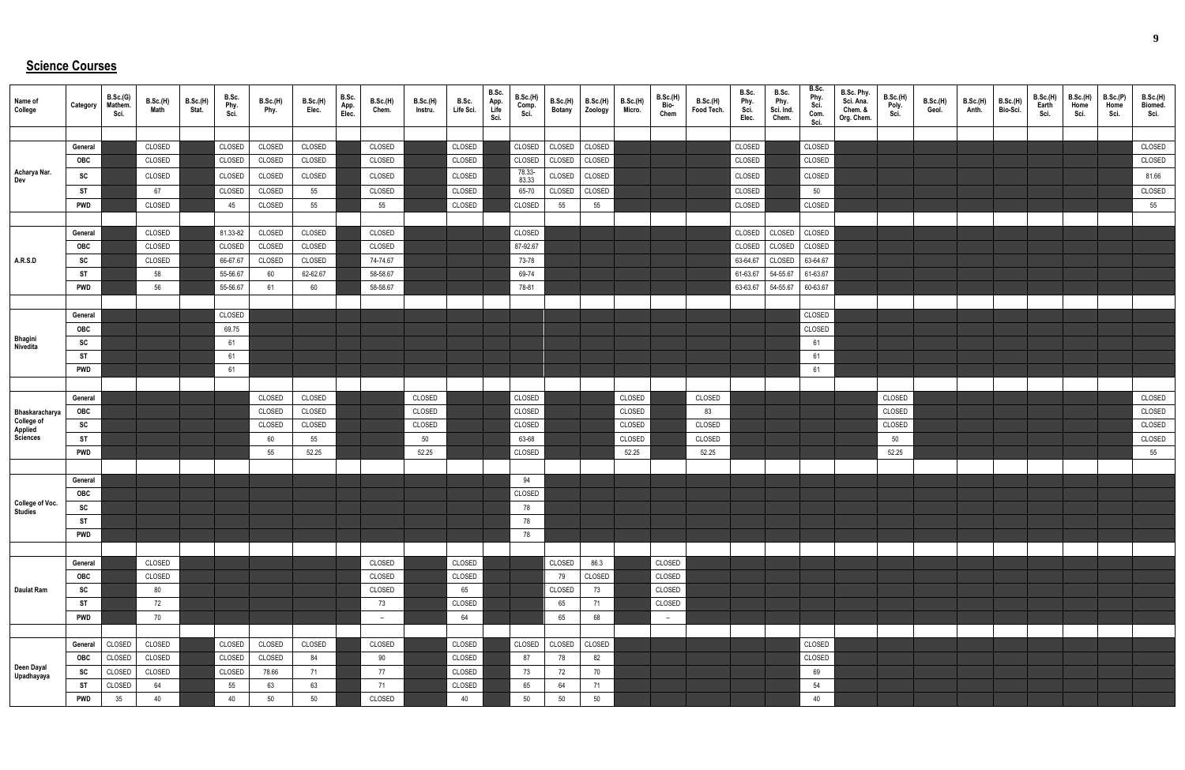## Science Courses

| Name of College | Category | B.Sc.(G) Mathem. Sci. | B.Sc.(H) Math | B.Sc.(H) Stat. | B.Sc. Phy. Sci. | B.Sc.(H) Phy. | B.Sc.(H) Elec. | B.Sc. App. Elec. | B.Sc.(H) Chem. | B.Sc.(H) Instru. | B.Sc. Life Sci. | B.Sc. App. Life Sci. | B.Sc.(H) Comp. Sci. | B.Sc.(H) Botany | B.Sc.(H) Zoology | B.Sc.(H) Micro. | B.Sc.(H) Bio-Chem | B.Sc.(H) Food Tech. | B.Sc. Phy. Sci. Elec. | B.Sc. Phy. Sci. Ind. Chem. | B.Sc. Phy. Sci. Com. Sci. | B.Sc. Phy. Sci. Ana. Chem. & Org. Chem. | B.Sc.(H) Poly. Sci. | B.Sc.(H) Geol. | B.Sc.(H) Anth. | B.Sc.(H) Bio-Sci. | B.Sc.(H) Earth Sci. | B.Sc.(H) Home Sci. | B.Sc.(P) Home Sci. | B.Sc.(H) Biomed. Sci. |
|---|---|---|---|---|---|---|---|---|---|---|---|---|---|---|---|---|---|---|---|---|---|---|---|---|---|---|---|---|---|---|
| Acharya Nar. Dev | General | | CLOSED | | CLOSED | CLOSED | CLOSED | | CLOSED | | CLOSED | | CLOSED | CLOSED | CLOSED | | | | CLOSED | | CLOSED | | | | | | | | | CLOSED |
| | OBC | | CLOSED | | CLOSED | CLOSED | CLOSED | | CLOSED | | CLOSED | | CLOSED | CLOSED | CLOSED | | | | CLOSED | | CLOSED | | | | | | | | | CLOSED |
| | SC | | CLOSED | | CLOSED | CLOSED | CLOSED | | CLOSED | | CLOSED | | 78.33-83.33 | CLOSED | CLOSED | | | | CLOSED | | CLOSED | | | | | | | | | 81.66 |
| | ST | | 67 | | CLOSED | CLOSED | 55 | | CLOSED | | CLOSED | | 65-70 | CLOSED | CLOSED | | | | CLOSED | | 50 | | | | | | | | | CLOSED |
| | PWD | | CLOSED | | 45 | CLOSED | 55 | | 55 | | CLOSED | | CLOSED | 55 | 55 | | | | CLOSED | | CLOSED | | | | | | | | | 55 |
| A.R.S.D | General | | CLOSED | | 81.33-82 | CLOSED | CLOSED | | CLOSED | | | | CLOSED | | | | | | CLOSED | CLOSED | CLOSED | | | | | | | | | |
| | OBC | | CLOSED | | CLOSED | CLOSED | CLOSED | | CLOSED | | | | 87-92.67 | | | | | | CLOSED | CLOSED | CLOSED | | | | | | | | | |
| | SC | | CLOSED | | 66-67.67 | CLOSED | CLOSED | | 74-74.67 | | | | 73-78 | | | | | | 63-64.67 | CLOSED | 63-64.67 | | | | | | | | | |
| | ST | | 58 | | 55-56.67 | 60 | 62-62.67 | | 58-58.67 | | | | 69-74 | | | | | | 61-63.67 | 54-55.67 | 61-63.67 | | | | | | | | | |
| | PWD | | 56 | | 55-56.67 | 61 | 60 | | 58-58.67 | | | | 78-81 | | | | | | 63-63.67 | 54-55.67 | 60-63.67 | | | | | | | | | |
| Bhagini Nivedita | General | | | | CLOSED | | | | | | | | | | | | | | | | CLOSED | | | | | | | | | |
| | OBC | | | | 69.75 | | | | | | | | | | | | | | | | CLOSED | | | | | | | | | |
| | SC | | | | 61 | | | | | | | | | | | | | | | | 61 | | | | | | | | | |
| | ST | | | | 61 | | | | | | | | | | | | | | | | 61 | | | | | | | | | |
| | PWD | | | | 61 | | | | | | | | | | | | | | | | 61 | | | | | | | | | |
| Bhaskaracharya College of Applied Sciences | General | | | | | CLOSED | CLOSED | | | CLOSED | | | CLOSED | | | CLOSED | | CLOSED | | | | | CLOSED | | | | | | | CLOSED |
| | OBC | | | | | CLOSED | CLOSED | | | CLOSED | | | CLOSED | | | CLOSED | | 83 | | | | | CLOSED | | | | | | | CLOSED |
| | SC | | | | | CLOSED | CLOSED | | | CLOSED | | | CLOSED | | | CLOSED | | CLOSED | | | | | CLOSED | | | | | | | CLOSED |
| | ST | | | | | 60 | 55 | | | 50 | | | 63-68 | | | CLOSED | | CLOSED | | | | | 50 | | | | | | | CLOSED |
| | PWD | | | | | 55 | 52.25 | | | 52.25 | | | CLOSED | | | 52.25 | | 52.25 | | | | | 52.25 | | | | | | | 55 |
| College of Voc. Studies | General | | | | | | | | | | | | 94 | | | | | | | | | | | | | | | | | |
| | OBC | | | | | | | | | | | | CLOSED | | | | | | | | | | | | | | | | | |
| | SC | | | | | | | | | | | | 78 | | | | | | | | | | | | | | | | | |
| | ST | | | | | | | | | | | | 78 | | | | | | | | | | | | | | | | | |
| | PWD | | | | | | | | | | | | 78 | | | | | | | | | | | | | | | | | |
| Daulat Ram | General | | CLOSED | | | | | | CLOSED | | CLOSED | | | CLOSED | 86.3 | | CLOSED | | | | | | | | | | | | | |
| | OBC | | CLOSED | | | | | | CLOSED | | CLOSED | | | 79 | CLOSED | | CLOSED | | | | | | | | | | | | | |
| | SC | | 80 | | | | | | CLOSED | | 65 | | | CLOSED | 73 | | CLOSED | | | | | | | | | | | | | |
| | ST | | 72 | | | | | | 73 | | CLOSED | | | 65 | 71 | | CLOSED | | | | | | | | | | | | | |
| | PWD | | 70 | | | | | | – | | 64 | | | 65 | 68 | | – | | | | | | | | | | | | | |
| Deen Dayal Upadhayaya | General | CLOSED | CLOSED | | CLOSED | CLOSED | CLOSED | | CLOSED | | CLOSED | | CLOSED | CLOSED | CLOSED | | | | | | CLOSED | | | | | | | | | |
| | OBC | CLOSED | CLOSED | | CLOSED | CLOSED | 84 | | 90 | | CLOSED | | 87 | 78 | 82 | | | | | | CLOSED | | | | | | | | | |
| | SC | CLOSED | CLOSED | | CLOSED | 78.66 | 71 | | 77 | | CLOSED | | 73 | 72 | 70 | | | | | | 69 | | | | | | | | | |
| | ST | CLOSED | 64 | | 55 | 63 | 63 | | 71 | | CLOSED | | 65 | 64 | 71 | | | | | | 54 | | | | | | | | | |
| | PWD | 35 | 40 | | 40 | 50 | 50 | | CLOSED | | 40 | | 50 | 50 | 50 | | | | | | 40 | | | | | | | | | |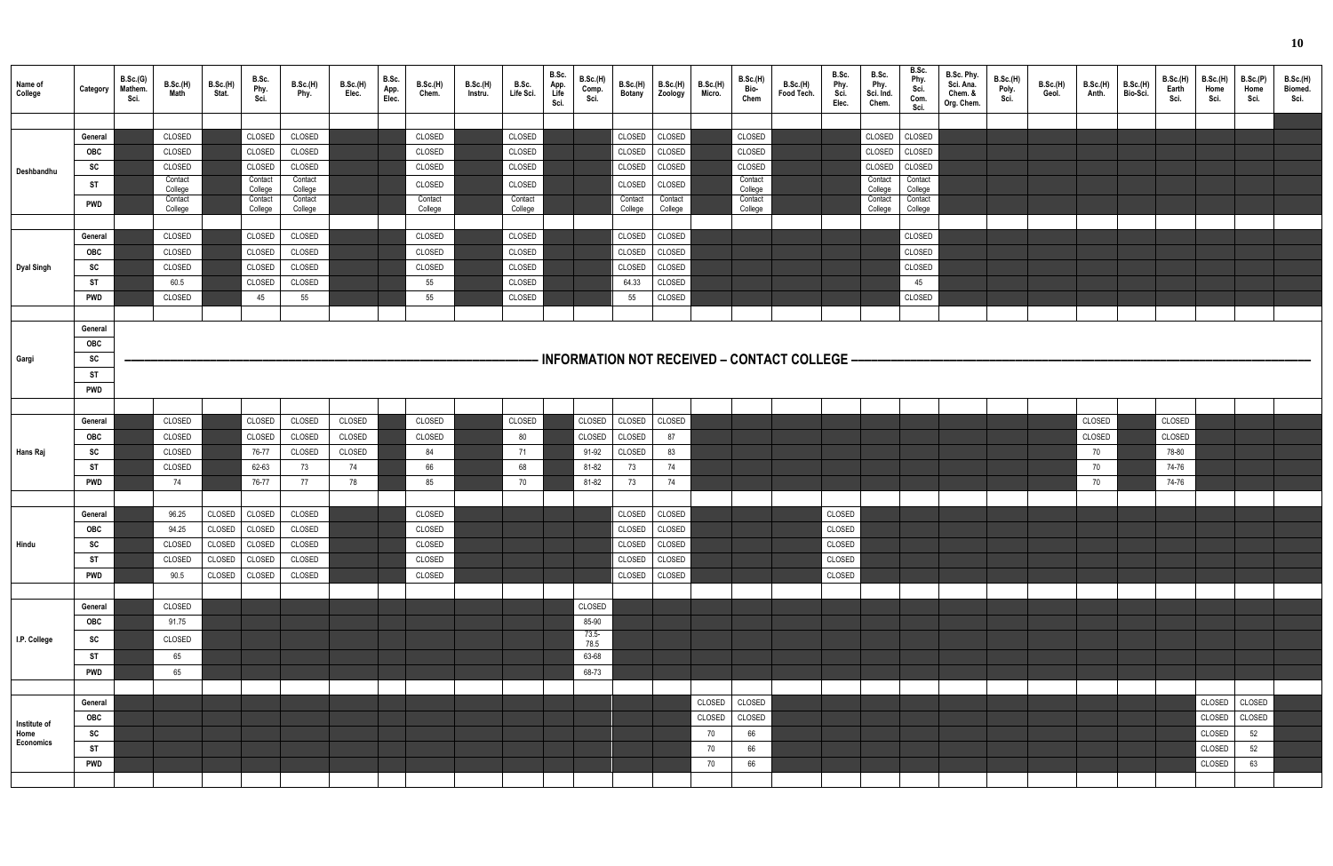| Name of College | Category | B.Sc.(G) Mathem. Sci. | B.Sc.(H) Math | B.Sc.(H) Stat. | B.Sc. Phy. Sci. | B.Sc.(H) Phy. | B.Sc.(H) Elec. | B.Sc. App. Elec. | B.Sc.(H) Chem. | B.Sc.(H) Instru. | B.Sc. Life Sci. | B.Sc. App. Life Sci. | B.Sc.(H) Comp. Sci. | B.Sc.(H) Botany | B.Sc.(H) Zoology | B.Sc.(H) Micro. | B.Sc.(H) Bio-Chem | B.Sc.(H) Food Tech. | B.Sc. Phy. Sci. Elec. | B.Sc. Phy. Sci. Ind. Chem. | B.Sc. Phy. Sci. Com. Sci. | B.Sc. Phy. Sci. Ana. Chem. & Org. Chem. | B.Sc.(H) Poly. Sci. | B.Sc.(H) Geol. | B.Sc.(H) Anth. | B.Sc.(H) Bio-Sci. | B.Sc.(H) Earth Sci. | B.Sc.(H) Home Sci. | B.Sc.(P) Home Sci. | B.Sc.(H) Biomed. Sci. |
|---|---|---|---|---|---|---|---|---|---|---|---|---|---|---|---|---|---|---|---|---|---|---|---|---|---|---|---|---|---|---|
| Deshbandhu | General | | CLOSED | | CLOSED | CLOSED | | | CLOSED | | CLOSED | | | CLOSED | CLOSED | | CLOSED | | | CLOSED | CLOSED | | | | | | | | | |
| | OBC | | CLOSED | | CLOSED | CLOSED | | | CLOSED | | CLOSED | | | CLOSED | CLOSED | | CLOSED | | | CLOSED | CLOSED | | | | | | | | | |
| | SC | | CLOSED | | CLOSED | CLOSED | | | CLOSED | | CLOSED | | | CLOSED | CLOSED | | CLOSED | | | CLOSED | CLOSED | | | | | | | | | |
| | ST | | Contact College | | Contact College | Contact College | | | CLOSED | | CLOSED | | | CLOSED | CLOSED | | Contact College | | | Contact College | Contact College | | | | | | | | | |
| | PWD | | Contact College | | Contact College | Contact College | | | Contact College | | Contact College | | | Contact College | Contact College | | Contact College | | | Contact College | Contact College | | | | | | | | | |
| Dyal Singh | General | | CLOSED | | CLOSED | CLOSED | | | CLOSED | | CLOSED | | | CLOSED | CLOSED | | | | | | CLOSED | | | | | | | | | |
| | OBC | | CLOSED | | CLOSED | CLOSED | | | CLOSED | | CLOSED | | | CLOSED | CLOSED | | | | | | CLOSED | | | | | | | | | |
| | SC | | CLOSED | | CLOSED | CLOSED | | | CLOSED | | CLOSED | | | CLOSED | CLOSED | | | | | | CLOSED | | | | | | | | | |
| | ST | | 60.5 | | CLOSED | CLOSED | | | 55 | | CLOSED | | | 64.33 | CLOSED | | | | | | 45 | | | | | | | | | |
| | PWD | | CLOSED | | 45 | 55 | | | 55 | | CLOSED | | | 55 | CLOSED | | | | | | CLOSED | | | | | | | | | |
| Gargi | General | INFORMATION NOT RECEIVED – CONTACT COLLEGE | | | | | | | | | | | | | | | | | | | | | | | | | | | | |
| | OBC | | | | | | | | | | | | | | | | | | | | | | | | | | | | | |
| | SC | | | | | | | | | | | | | | | | | | | | | | | | | | | | | |
| | ST | | | | | | | | | | | | | | | | | | | | | | | | | | | | | |
| | PWD | | | | | | | | | | | | | | | | | | | | | | | | | | | | | |
| Hans Raj | General | | CLOSED | | CLOSED | CLOSED | CLOSED | | CLOSED | | CLOSED | | CLOSED | CLOSED | CLOSED | | | | | | | | | | CLOSED | | CLOSED | | | |
| | OBC | | CLOSED | | CLOSED | CLOSED | CLOSED | | CLOSED | | 80 | | CLOSED | CLOSED | 87 | | | | | | | | | | CLOSED | | CLOSED | | | |
| | SC | | CLOSED | | 76-77 | CLOSED | CLOSED | | 84 | | 71 | | 91-92 | CLOSED | 83 | | | | | | | | | | 70 | | 78-80 | | | |
| | ST | | CLOSED | | 62-63 | 73 | 74 | | 66 | | 68 | | 81-82 | 73 | 74 | | | | | | | | | | 70 | | 74-76 | | | |
| | PWD | | 74 | | 76-77 | 77 | 78 | | 85 | | 70 | | 81-82 | 73 | 74 | | | | | | | | | | 70 | | 74-76 | | | |
| Hindu | General | | 96.25 | CLOSED | CLOSED | CLOSED | | | CLOSED | | | | | CLOSED | CLOSED | | | | CLOSED | | | | | | | | | | | |
| | OBC | | 94.25 | CLOSED | CLOSED | CLOSED | | | CLOSED | | | | | CLOSED | CLOSED | | | | CLOSED | | | | | | | | | | | |
| | SC | | CLOSED | CLOSED | CLOSED | CLOSED | | | CLOSED | | | | | CLOSED | CLOSED | | | | CLOSED | | | | | | | | | | | |
| | ST | | CLOSED | CLOSED | CLOSED | CLOSED | | | CLOSED | | | | | CLOSED | CLOSED | | | | CLOSED | | | | | | | | | | | |
| | PWD | | 90.5 | CLOSED | CLOSED | CLOSED | | | CLOSED | | | | | CLOSED | CLOSED | | | | CLOSED | | | | | | | | | | | |
| I.P. College | General | | CLOSED | | | | | | | | | | CLOSED | | | | | | | | | | | | | | | | | |
| | OBC | | 91.75 | | | | | | | | | | 85-90 | | | | | | | | | | | | | | | | | |
| | SC | | CLOSED | | | | | | | | | | 73.5-78.5 | | | | | | | | | | | | | | | | | |
| | ST | | 65 | | | | | | | | | | 63-68 | | | | | | | | | | | | | | | | | |
| | PWD | | 65 | | | | | | | | | | 68-73 | | | | | | | | | | | | | | | | | |
| Institute of Home Economics | General | | | | | | | | | | | | | | | CLOSED | CLOSED | | | | | | | | | | | CLOSED | CLOSED | |
| | OBC | | | | | | | | | | | | | | | CLOSED | CLOSED | | | | | | | | | | | CLOSED | CLOSED | |
| | SC | | | | | | | | | | | | | | | 70 | 66 | | | | | | | | | | | CLOSED | 52 | |
| | ST | | | | | | | | | | | | | | | 70 | 66 | | | | | | | | | | | CLOSED | 52 | |
| | PWD | | | | | | | | | | | | | | | 70 | 66 | | | | | | | | | | | CLOSED | 63 | |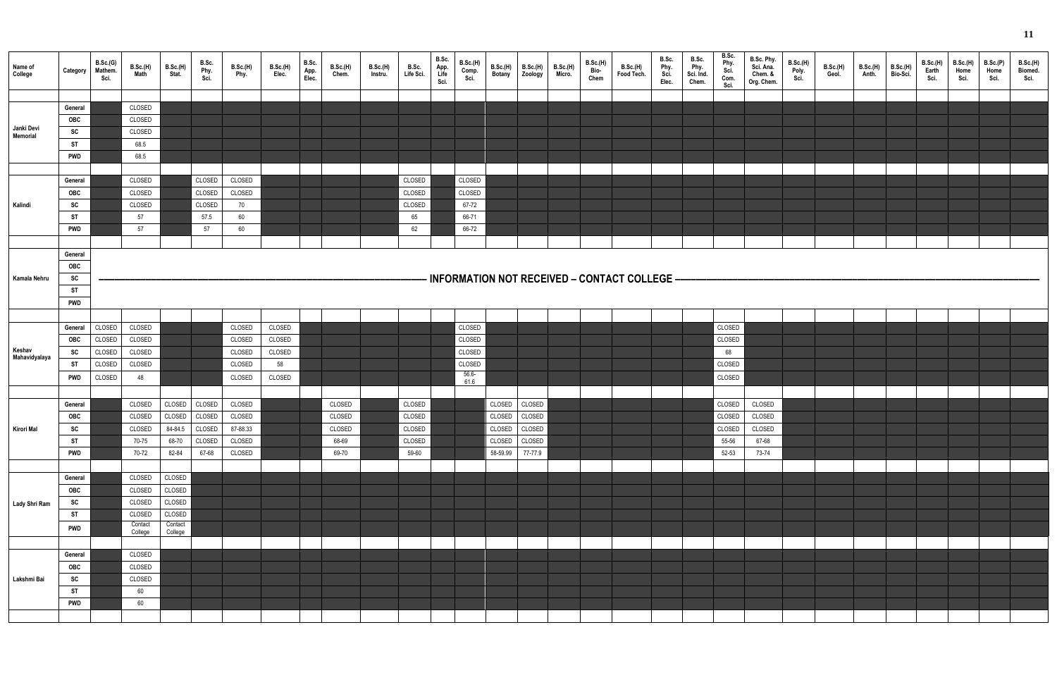| Name of College | Category | B.Sc.(G) Mathem. Sci. | B.Sc.(H) Math | B.Sc.(H) Stat. | B.Sc. Phy. Sci. | B.Sc.(H) Phy. | B.Sc.(H) Elec. | B.Sc. App. Elec. | B.Sc.(H) Chem. | B.Sc.(H) Instru. | B.Sc. Life Sci. | B.Sc. App. Life Sci. | B.Sc.(H) Comp. Sci. | B.Sc.(H) Botany | B.Sc.(H) Zoology | B.Sc.(H) Micro. | B.Sc.(H) Bio-Chem | B.Sc.(H) Food Tech. | B.Sc. Phy. Sci. Elec. | B.Sc. Phy. Sci. Ind. Chem. | B.Sc. Phy. Sci. Com. Sci. | B.Sc. Phy. Sci. Ana. Chem. & Org. Chem. | B.Sc.(H) Poly. Sci. | B.Sc.(H) Geol. | B.Sc.(H) Anth. | B.Sc.(H) Bio-Sci. | B.Sc.(H) Earth Sci. | B.Sc.(H) Home Sci. | B.Sc.(P) Home Sci. | B.Sc.(H) Biomed. Sci. |
|---|---|---|---|---|---|---|---|---|---|---|---|---|---|---|---|---|---|---|---|---|---|---|---|---|---|---|---|---|---|---|
| Janki Devi Memorial | General | | CLOSED | | | | | | | | | | | | | | | | | | | | | | | | | | | |
| | OBC | | CLOSED | | | | | | | | | | | | | | | | | | | | | | | | | | | |
| | SC | | CLOSED | | | | | | | | | | | | | | | | | | | | | | | | | | | |
| | ST | | 68.5 | | | | | | | | | | | | | | | | | | | | | | | | | | | |
| | PWD | | 68.5 | | | | | | | | | | | | | | | | | | | | | | | | | | | |
| Kalindi | General | | CLOSED | | CLOSED | CLOSED | | | | | CLOSED | | CLOSED | | | | | | | | | | | | | | | | | |
| | OBC | | CLOSED | | CLOSED | CLOSED | | | | | CLOSED | | CLOSED | | | | | | | | | | | | | | | | | |
| | SC | | CLOSED | | CLOSED | 70 | | | | | CLOSED | | 67-72 | | | | | | | | | | | | | | | | | |
| | ST | | 57 | | 57.5 | 60 | | | | | 65 | | 66-71 | | | | | | | | | | | | | | | | | |
| | PWD | | 57 | | 57 | 60 | | | | | 62 | | 66-72 | | | | | | | | | | | | | | | | | |
| Kamala Nehru | General | INFORMATION NOT RECEIVED – CONTACT COLLEGE | | | | | | | | | | | | | | | | | | | | | | | | | | | | |
| | OBC | | | | | | | | | | | | | | | | | | | | | | | | | | | | | |
| | SC | | | | | | | | | | | | | | | | | | | | | | | | | | | | | |
| | ST | | | | | | | | | | | | | | | | | | | | | | | | | | | | | |
| | PWD | | | | | | | | | | | | | | | | | | | | | | | | | | | | | |
| Keshav Mahavidyalaya | General | CLOSED | CLOSED | | | CLOSED | CLOSED | | | | | | CLOSED | | | | | | | | CLOSED | | | | | | | | | |
| | OBC | CLOSED | CLOSED | | | CLOSED | CLOSED | | | | | | CLOSED | | | | | | | | CLOSED | | | | | | | | | |
| | SC | CLOSED | CLOSED | | | CLOSED | CLOSED | | | | | | CLOSED | | | | | | | | 68 | | | | | | | | | |
| | ST | CLOSED | CLOSED | | | CLOSED | 58 | | | | | | CLOSED | | | | | | | | CLOSED | | | | | | | | | |
| | PWD | CLOSED | 48 | | | CLOSED | CLOSED | | | | | | 56.6-61.6 | | | | | | | | CLOSED | | | | | | | | | |
| Kirori Mal | General | | CLOSED | CLOSED | CLOSED | CLOSED | | | CLOSED | | CLOSED | | | CLOSED | CLOSED | | | | | | CLOSED | CLOSED | | | | | | | | |
| | OBC | | CLOSED | CLOSED | CLOSED | CLOSED | | | CLOSED | | CLOSED | | | CLOSED | CLOSED | | | | | | CLOSED | CLOSED | | | | | | | | |
| | SC | | CLOSED | 84-84.5 | CLOSED | 87-88.33 | | | CLOSED | | CLOSED | | | CLOSED | CLOSED | | | | | | CLOSED | CLOSED | | | | | | | | |
| | ST | | 70-75 | 68-70 | CLOSED | CLOSED | | | 68-69 | | CLOSED | | | CLOSED | CLOSED | | | | | | 55-56 | 67-68 | | | | | | | | |
| | PWD | | 70-72 | 82-84 | 67-68 | CLOSED | | | 69-70 | | 59-60 | | | 58-59.99 | 77-77.9 | | | | | | 52-53 | 73-74 | | | | | | | | |
| Lady Shri Ram | General | | CLOSED | CLOSED | | | | | | | | | | | | | | | | | | | | | | | | | | |
| | OBC | | CLOSED | CLOSED | | | | | | | | | | | | | | | | | | | | | | | | | | |
| | SC | | CLOSED | CLOSED | | | | | | | | | | | | | | | | | | | | | | | | | | |
| | ST | | CLOSED | CLOSED | | | | | | | | | | | | | | | | | | | | | | | | | | |
| | PWD | | Contact College | Contact College | | | | | | | | | | | | | | | | | | | | | | | | | | |
| Lakshmi Bai | General | | CLOSED | | | | | | | | | | | | | | | | | | | | | | | | | | | |
| | OBC | | CLOSED | | | | | | | | | | | | | | | | | | | | | | | | | | | |
| | SC | | CLOSED | | | | | | | | | | | | | | | | | | | | | | | | | | | |
| | ST | | 60 | | | | | | | | | | | | | | | | | | | | | | | | | | | |
| | PWD | | 60 | | | | | | | | | | | | | | | | | | | | | | | | | | | |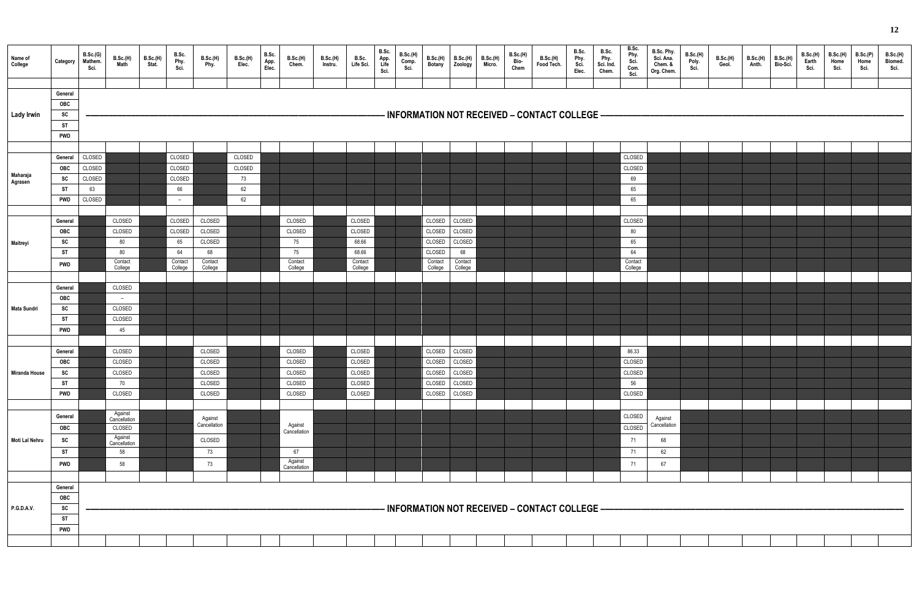| Name of College | Category | B.Sc.(G) Mathem. Sci. | B.Sc.(H) Math | B.Sc.(H) Stat. | B.Sc. Phy. Sci. | B.Sc.(H) Phy. | B.Sc.(H) Elec. | B.Sc. App. Elec. | B.Sc.(H) Chem. | B.Sc.(H) Instru. | B.Sc. Life Sci. | B.Sc. App. Life Sci. | B.Sc.(H) Comp. Sci. | B.Sc.(H) Botany | B.Sc.(H) Zoology | B.Sc.(H) Micro. | B.Sc.(H) Bio-Chem | B.Sc.(H) Food Tech. | B.Sc. Phy. Sci. Elec. | B.Sc. Phy. Sci. Ind. Chem. | B.Sc. Phy. Sci. Com. Sci. | B.Sc. Phy. Sci. Ana. Chem. & Org. Chem. | B.Sc.(H) Poly. Sci. | B.Sc.(H) Geol. | B.Sc.(H) Anth. | B.Sc.(H) Bio-Sci. | B.Sc.(H) Earth Sci. | B.Sc.(H) Home Sci. | B.Sc.(P) Home Sci. | B.Sc.(H) Biomed. Sci. |
|---|---|---|---|---|---|---|---|---|---|---|---|---|---|---|---|---|---|---|---|---|---|---|---|---|---|---|---|---|---|---|
| Lady Irwin | General | INFORMATION NOT RECEIVED – CONTACT COLLEGE | | | | | | | | | | | | | | | | | | | | | | | | | | | | |
| | OBC | | | | | | | | | | | | | | | | | | | | | | | | | | | | | |
| | SC | | | | | | | | | | | | | | | | | | | | | | | | | | | | | |
| | ST | | | | | | | | | | | | | | | | | | | | | | | | | | | | | |
| | PWD | | | | | | | | | | | | | | | | | | | | | | | | | | | | | |
| Maharaja Agrasen | General | CLOSED | | | CLOSED | | CLOSED | | | | | | | | | | | | | | CLOSED | | | | | | | | | |
| | OBC | CLOSED | | | CLOSED | | CLOSED | | | | | | | | | | | | | | CLOSED | | | | | | | | | |
| | SC | CLOSED | | | CLOSED | | 73 | | | | | | | | | | | | | | 69 | | | | | | | | | |
| | ST | 63 | | | 66 | | 62 | | | | | | | | | | | | | | 65 | | | | | | | | | |
| | PWD | CLOSED | | | – | | 62 | | | | | | | | | | | | | | 65 | | | | | | | | | |
| Maitreyi | General | | CLOSED | | CLOSED | CLOSED | | | CLOSED | | CLOSED | | | CLOSED | CLOSED | | | | | | CLOSED | | | | | | | | | |
| | OBC | | CLOSED | | CLOSED | CLOSED | | | CLOSED | | CLOSED | | | CLOSED | CLOSED | | | | | | 80 | | | | | | | | | |
| | SC | | 80 | | 65 | CLOSED | | | 75 | | 68.66 | | | CLOSED | CLOSED | | | | | | 65 | | | | | | | | | |
| | ST | | 80 | | 64 | 68 | | | 75 | | 68.66 | | | CLOSED | 68 | | | | | | 64 | | | | | | | | | |
| | PWD | | Contact College | | Contact College | Contact College | | | Contact College | | Contact College | | | Contact College | Contact College | | | | | | Contact College | | | | | | | | | |
| Mata Sundri | General | | CLOSED | | | | | | | | | | | | | | | | | | | | | | | | | | | |
| | OBC | | – | | | | | | | | | | | | | | | | | | | | | | | | | | | |
| | SC | | CLOSED | | | | | | | | | | | | | | | | | | | | | | | | | | | |
| | ST | | CLOSED | | | | | | | | | | | | | | | | | | | | | | | | | | | |
| | PWD | | 45 | | | | | | | | | | | | | | | | | | | | | | | | | | | |
| Miranda House | General | | CLOSED | | | CLOSED | | | CLOSED | | CLOSED | | | CLOSED | CLOSED | | | | | | 86.33 | | | | | | | | | |
| | OBC | | CLOSED | | | CLOSED | | | CLOSED | | CLOSED | | | CLOSED | CLOSED | | | | | | CLOSED | | | | | | | | | |
| | SC | | CLOSED | | | CLOSED | | | CLOSED | | CLOSED | | | CLOSED | CLOSED | | | | | | CLOSED | | | | | | | | | |
| | ST | | 70 | | | CLOSED | | | CLOSED | | CLOSED | | | CLOSED | CLOSED | | | | | | 56 | | | | | | | | | |
| | PWD | | CLOSED | | | CLOSED | | | CLOSED | | CLOSED | | | CLOSED | CLOSED | | | | | | CLOSED | | | | | | | | | |
| Moti Lal Nehru | General | | Against Cancellation | | | Against Cancellation | | | Against Cancellation | | | | | | | | | | | | CLOSED | Against Cancellation | | | | | | | | |
| | OBC | | CLOSED | | | | | | | | | | | | | | | | | | CLOSED | | | | | | | | | |
| | SC | | Against Cancellation | | | CLOSED | | | | | | | | | | | | | | | 71 | 68 | | | | | | | | |
| | ST | | 58 | | | 73 | | | 67 | | | | | | | | | | | | 71 | 62 | | | | | | | | |
| | PWD | | 58 | | | 73 | | | Against Cancellation | | | | | | | | | | | | 71 | 67 | | | | | | | | |
| P.G.D.A.V. | General | INFORMATION NOT RECEIVED – CONTACT COLLEGE | | | | | | | | | | | | | | | | | | | | | | | | | | | | |
| | OBC | | | | | | | | | | | | | | | | | | | | | | | | | | | | | |
| | SC | | | | | | | | | | | | | | | | | | | | | | | | | | | | | |
| | ST | | | | | | | | | | | | | | | | | | | | | | | | | | | | | |
| | PWD | | | | | | | | | | | | | | | | | | | | | | | | | | | | | |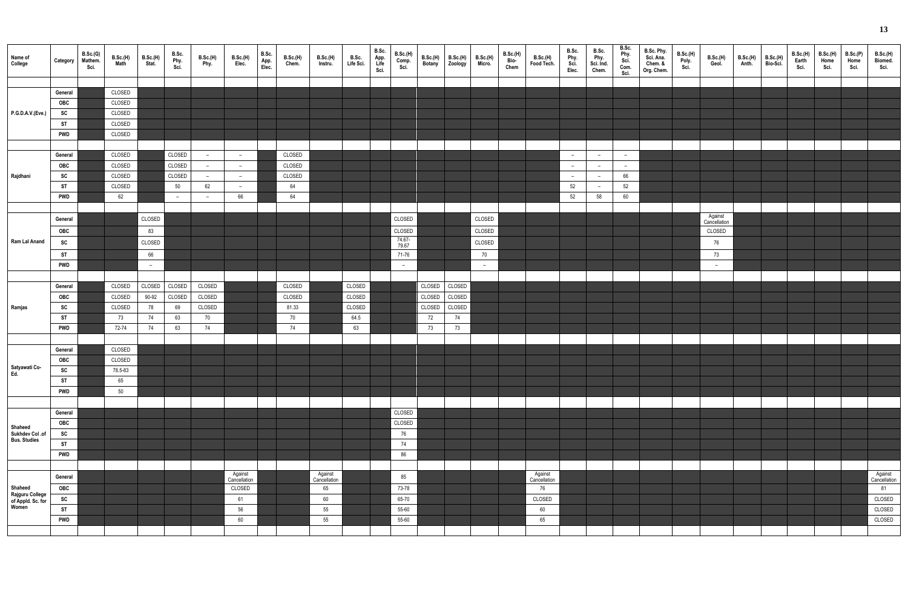| Name of College | Category | B.Sc.(G) Mathem. Sci. | B.Sc.(H) Math | B.Sc.(H) Stat. | B.Sc. Phy. Sci. | B.Sc.(H) Phy. | B.Sc.(H) Elec. | B.Sc. App. Elec. | B.Sc.(H) Chem. | B.Sc.(H) Instru. | B.Sc. Life Sci. | B.Sc. App. Life Sci. | B.Sc.(H) Comp. Sci. | B.Sc.(H) Botany | B.Sc.(H) Zoology | B.Sc.(H) Micro. | B.Sc.(H) Bio-Chem | B.Sc.(H) Food Tech. | B.Sc. Phy. Sci. Elec. | B.Sc. Phy. Sci. Ind. Chem. | B.Sc. Phy. Sci. Com. Sci. | B.Sc. Phy. Sci. Ana. Chem. & Org. Chem. | B.Sc.(H) Poly. Sci. | B.Sc.(H) Geol. | B.Sc.(H) Anth. | B.Sc.(H) Bio-Sci. | B.Sc.(H) Earth Sci. | B.Sc.(H) Home Sci. | B.Sc.(P) Home Sci. | B.Sc.(H) Biomed. Sci. |
|---|---|---|---|---|---|---|---|---|---|---|---|---|---|---|---|---|---|---|---|---|---|---|---|---|---|---|---|---|---|---|
| P.G.D.A.V.(Eve.) | General | | CLOSED | | | | | | | | | | | | | | | | | | | | | | | | | | | |
| | OBC | | CLOSED | | | | | | | | | | | | | | | | | | | | | | | | | | | |
| | SC | | CLOSED | | | | | | | | | | | | | | | | | | | | | | | | | | | |
| | ST | | CLOSED | | | | | | | | | | | | | | | | | | | | | | | | | | | |
| | PWD | | CLOSED | | | | | | | | | | | | | | | | | | | | | | | | | | | |
| Rajdhani | General | | CLOSED | | CLOSED | – | – | | CLOSED | | | | | | | | | | – | – | – | | | | | | | | | |
| | OBC | | CLOSED | | CLOSED | – | – | | CLOSED | | | | | | | | | | – | – | – | | | | | | | | | |
| | SC | | CLOSED | | CLOSED | – | – | | CLOSED | | | | | | | | | | – | – | 66 | | | | | | | | | |
| | ST | | CLOSED | | 50 | 62 | – | | 64 | | | | | | | | | | 52 | – | 52 | | | | | | | | | |
| | PWD | | 62 | | – | – | 66 | | 64 | | | | | | | | | | 52 | 58 | 60 | | | | | | | | | |
| Ram Lal Anand | General | | | CLOSED | | | | | | | | | CLOSED | | | CLOSED | | | | | | | | Against Cancellation | | | | | | |
| | OBC | | | 83 | | | | | | | | | CLOSED | | | CLOSED | | | | | | | | CLOSED | | | | | | |
| | SC | | | CLOSED | | | | | | | | | 74.67-79.67 | | | CLOSED | | | | | | | | 76 | | | | | | |
| | ST | | | 66 | | | | | | | | | 71-76 | | | 70 | | | | | | | | 73 | | | | | | |
| | PWD | | | – | | | | | | | | | – | | | – | | | | | | | | – | | | | | | |
| Ramjas | General | | CLOSED | CLOSED | CLOSED | CLOSED | | | CLOSED | | CLOSED | | | CLOSED | CLOSED | | | | | | | | | | | | | | | |
| | OBC | | CLOSED | 90-92 | CLOSED | CLOSED | | | CLOSED | | CLOSED | | | CLOSED | CLOSED | | | | | | | | | | | | | | | |
| | SC | | CLOSED | 78 | 69 | CLOSED | | | 81.33 | | CLOSED | | | CLOSED | CLOSED | | | | | | | | | | | | | | | |
| | ST | | 73 | 74 | 63 | 70 | | | 70 | | 64.5 | | | 72 | 74 | | | | | | | | | | | | | | | |
| | PWD | | 72-74 | 74 | 63 | 74 | | | 74 | | 63 | | | 73 | 73 | | | | | | | | | | | | | | | |
| Satyawati Co-Ed. | General | | CLOSED | | | | | | | | | | | | | | | | | | | | | | | | | | | |
| | OBC | | CLOSED | | | | | | | | | | | | | | | | | | | | | | | | | | | |
| | SC | | 78.5-83 | | | | | | | | | | | | | | | | | | | | | | | | | | | |
| | ST | | 65 | | | | | | | | | | | | | | | | | | | | | | | | | | | |
| | PWD | | 50 | | | | | | | | | | | | | | | | | | | | | | | | | | | |
| Shaheed Sukhdev Col .of Bus. Studies | General | | | | | | | | | | | | CLOSED | | | | | | | | | | | | | | | | | |
| | OBC | | | | | | | | | | | | CLOSED | | | | | | | | | | | | | | | | | |
| | SC | | | | | | | | | | | | 76 | | | | | | | | | | | | | | | | | |
| | ST | | | | | | | | | | | | 74 | | | | | | | | | | | | | | | | | |
| | PWD | | | | | | | | | | | | 86 | | | | | | | | | | | | | | | | | |
| Shaheed Rajguru College of Appld. Sc. for Women | General | | | | | | Against Cancellation | | | Against Cancellation | | | 85 | | | | | Against Cancellation | | | | | | | | | | | | Against Cancellation |
| | OBC | | | | | | CLOSED | | | 65 | | | 73-78 | | | | | 76 | | | | | | | | | | | | 81 |
| | SC | | | | | | 61 | | | 60 | | | 65-70 | | | | | CLOSED | | | | | | | | | | | | CLOSED |
| | ST | | | | | | 56 | | | 55 | | | 55-60 | | | | | 60 | | | | | | | | | | | | CLOSED |
| | PWD | | | | | | 60 | | | 55 | | | 55-60 | | | | | 65 | | | | | | | | | | | | CLOSED |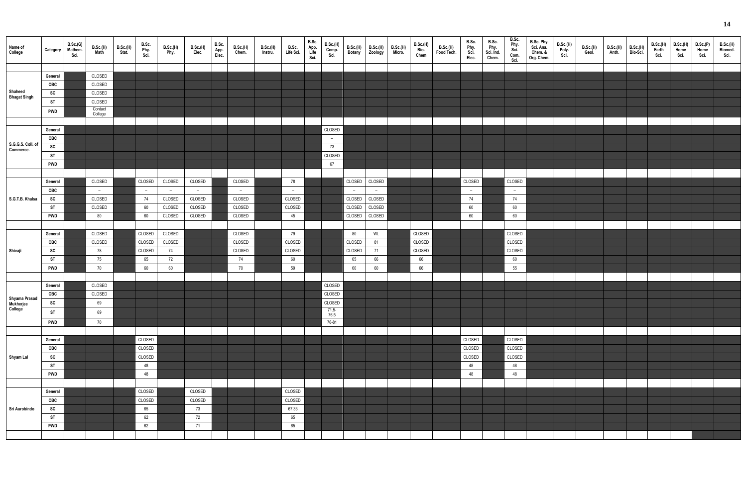| Name of College | Category | B.Sc.(G) Mathem. Sci. | B.Sc.(H) Math | B.Sc.(H) Stat. | B.Sc. Phy. Sci. | B.Sc.(H) Phy. | B.Sc.(H) Elec. | B.Sc. App. Elec. | B.Sc.(H) Chem. | B.Sc.(H) Instru. | B.Sc. Life Sci. | B.Sc. App. Life Sci. | B.Sc.(H) Comp. Sci. | B.Sc.(H) Botany | B.Sc.(H) Zoology | B.Sc.(H) Micro. | B.Sc.(H) Bio-Chem | B.Sc.(H) Food Tech. | B.Sc. Phy. Sci. Elec. | B.Sc. Phy. Sci. Ind. Chem. | B.Sc. Phy. Sci. Com. Sci. | B.Sc. Phy. Sci. Ana. Chem. & Org. Chem. | B.Sc.(H) Poly. Sci. | B.Sc.(H) Geol. | B.Sc.(H) Anth. | B.Sc.(H) Bio-Sci. | B.Sc.(H) Earth Sci. | B.Sc.(H) Home Sci. | B.Sc.(P) Home Sci. | B.Sc.(H) Biomed. Sci. |
|---|---|---|---|---|---|---|---|---|---|---|---|---|---|---|---|---|---|---|---|---|---|---|---|---|---|---|---|---|---|---|
| Shaheed Bhagat Singh | General | | CLOSED | | | | | | | | | | | | | | | | | | | | | | | | | | | |
| | OBC | | CLOSED | | | | | | | | | | | | | | | | | | | | | | | | | | | |
| | SC | | CLOSED | | | | | | | | | | | | | | | | | | | | | | | | | | | |
| | ST | | CLOSED | | | | | | | | | | | | | | | | | | | | | | | | | | | |
| | PWD | | Contact College | | | | | | | | | | | | | | | | | | | | | | | | | | | |
| S.G.G.S. Coll. of Commerce. | General | | | | | | | | | | | | CLOSED | | | | | | | | | | | | | | | | | |
| | OBC | | | | | | | | | | | | – | | | | | | | | | | | | | | | | | |
| | SC | | | | | | | | | | | | 73 | | | | | | | | | | | | | | | | | |
| | ST | | | | | | | | | | | | CLOSED | | | | | | | | | | | | | | | | | |
| | PWD | | | | | | | | | | | | 67 | | | | | | | | | | | | | | | | | |
| S.G.T.B. Khalsa | General | | CLOSED | | CLOSED | CLOSED | CLOSED | | CLOSED | | 78 | | | CLOSED | CLOSED | | | | CLOSED | | CLOSED | | | | | | | | | |
| | OBC | | – | | – | – | – | | – | | – | | | – | – | | | | – | | – | | | | | | | | | |
| | SC | | CLOSED | | 74 | CLOSED | CLOSED | | CLOSED | | CLOSED | | | CLOSED | CLOSED | | | | 74 | | 74 | | | | | | | | | |
| | ST | | CLOSED | | 60 | CLOSED | CLOSED | | CLOSED | | CLOSED | | | CLOSED | CLOSED | | | | 60 | | 60 | | | | | | | | | |
| | PWD | | 80 | | 60 | CLOSED | CLOSED | | CLOSED | | 45 | | | CLOSED | CLOSED | | | | 60 | | 60 | | | | | | | | | |
| Shivaji | General | | CLOSED | | CLOSED | CLOSED | | | CLOSED | | 79 | | | 80 | WL | | CLOSED | | | | CLOSED | | | | | | | | | |
| | OBC | | CLOSED | | CLOSED | CLOSED | | | CLOSED | | CLOSED | | | CLOSED | 81 | | CLOSED | | | | CLOSED | | | | | | | | | |
| | SC | | 78 | | CLOSED | 74 | | | CLOSED | | CLOSED | | | CLOSED | 71 | | CLOSED | | | | CLOSED | | | | | | | | | |
| | ST | | 75 | | 65 | 72 | | | 74 | | 60 | | | 65 | 66 | | 66 | | | | 60 | | | | | | | | | |
| | PWD | | 70 | | 60 | 60 | | | 70 | | 59 | | | 60 | 60 | | 66 | | | | 55 | | | | | | | | | |
| Shyama Prasad Mukherjee College | General | | CLOSED | | | | | | | | | | CLOSED | | | | | | | | | | | | | | | | | |
| | OBC | | CLOSED | | | | | | | | | | CLOSED | | | | | | | | | | | | | | | | | |
| | SC | | 69 | | | | | | | | | | CLOSED | | | | | | | | | | | | | | | | | |
| | ST | | 69 | | | | | | | | | | 71.5-76.5 | | | | | | | | | | | | | | | | | |
| | PWD | | 70 | | | | | | | | | | 76-81 | | | | | | | | | | | | | | | | | |
| Shyam Lal | General | | | | CLOSED | | | | | | | | | | | | | | CLOSED | | CLOSED | | | | | | | | | |
| | OBC | | | | CLOSED | | | | | | | | | | | | | | CLOSED | | CLOSED | | | | | | | | | |
| | SC | | | | CLOSED | | | | | | | | | | | | | | CLOSED | | CLOSED | | | | | | | | | |
| | ST | | | | 48 | | | | | | | | | | | | | | 48 | | 48 | | | | | | | | | |
| | PWD | | | | 48 | | | | | | | | | | | | | | 48 | | 48 | | | | | | | | | |
| Sri Aurobindo | General | | | | CLOSED | | CLOSED | | | | CLOSED | | | | | | | | | | | | | | | | | | | |
| | OBC | | | | CLOSED | | CLOSED | | | | CLOSED | | | | | | | | | | | | | | | | | | | |
| | SC | | | | 65 | | 73 | | | | 67.33 | | | | | | | | | | | | | | | | | | | |
| | ST | | | | 62 | | 72 | | | | 65 | | | | | | | | | | | | | | | | | | | |
| | PWD | | | | 62 | | 71 | | | | 65 | | | | | | | | | | | | | | | | | | | |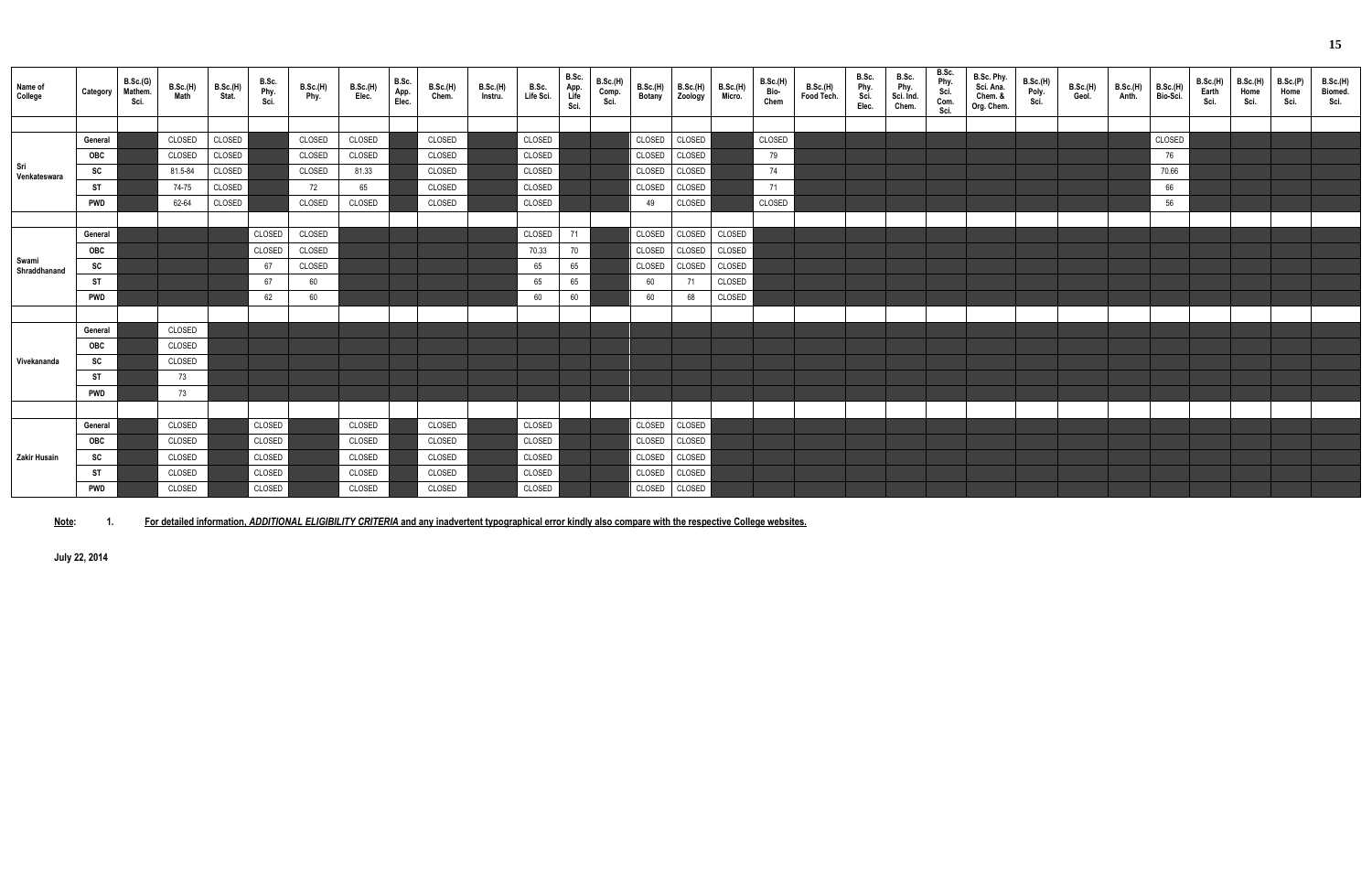| Name of College | Category | B.Sc.(G) Mathem. Sci. | B.Sc.(H) Math | B.Sc.(H) Stat. | B.Sc. Phy. Sci. | B.Sc.(H) Phy. | B.Sc.(H) Elec. | B.Sc. App. Elec. | B.Sc.(H) Chem. | B.Sc.(H) Instru. | B.Sc. Life Sci. | B.Sc. App. Life Sci. | B.Sc.(H) Comp. Sci. | B.Sc.(H) Botany | B.Sc.(H) Zoology | B.Sc.(H) Micro. | B.Sc.(H) Bio-Chem | B.Sc.(H) Food Tech. | B.Sc. Phy. Sci. Elec. | B.Sc. Phy. Sci. Ind. Chem. | B.Sc. Phy. Sci. Com. Sci. | B.Sc. Phy. Sci. Ana. Chem. & Org. Chem. | B.Sc.(H) Poly. Sci. | B.Sc.(H) Geol. | B.Sc.(H) Anth. | B.Sc.(H) Bio-Sci. | B.Sc.(H) Earth Sci. | B.Sc.(H) Home Sci. | B.Sc.(P) Home Sci. | B.Sc.(H) Biomed. Sci. |
|---|---|---|---|---|---|---|---|---|---|---|---|---|---|---|---|---|---|---|---|---|---|---|---|---|---|---|---|---|---|---|
| Sri Venkateswara | General | | CLOSED | CLOSED | | CLOSED | CLOSED | | CLOSED | | CLOSED | | | CLOSED | CLOSED | | CLOSED | | | | | | | | | CLOSED | | | | |
| | OBC | | CLOSED | CLOSED | | CLOSED | CLOSED | | CLOSED | | CLOSED | | | CLOSED | CLOSED | | 79 | | | | | | | | | 76 | | | | |
| | SC | | 81.5-84 | CLOSED | | CLOSED | 81.33 | | CLOSED | | CLOSED | | | CLOSED | CLOSED | | 74 | | | | | | | | | 70.66 | | | | |
| | ST | | 74-75 | CLOSED | | 72 | 65 | | CLOSED | | CLOSED | | | CLOSED | CLOSED | | 71 | | | | | | | | | 66 | | | | |
| | PWD | | 62-64 | CLOSED | | CLOSED | CLOSED | | CLOSED | | CLOSED | | | 49 | CLOSED | | CLOSED | | | | | | | | | 56 | | | | |
| Swami Shraddhanand | General | | | | CLOSED | CLOSED | | | | | CLOSED | 71 | | CLOSED | CLOSED | CLOSED | | | | | | | | | | | | | | |
| | OBC | | | | CLOSED | CLOSED | | | | | 70.33 | 70 | | CLOSED | CLOSED | CLOSED | | | | | | | | | | | | | | |
| | SC | | | | 67 | CLOSED | | | | | 65 | 65 | | CLOSED | CLOSED | CLOSED | | | | | | | | | | | | | | |
| | ST | | | | 67 | 60 | | | | | 65 | 65 | | 60 | 71 | CLOSED | | | | | | | | | | | | | | |
| | PWD | | | | 62 | 60 | | | | | 60 | 60 | | 60 | 68 | CLOSED | | | | | | | | | | | | | | |
| Vivekananda | General | | CLOSED | | | | | | | | | | | | | | | | | | | | | | | | | | | |
| | OBC | | CLOSED | | | | | | | | | | | | | | | | | | | | | | | | | | | |
| | SC | | CLOSED | | | | | | | | | | | | | | | | | | | | | | | | | | | |
| | ST | | 73 | | | | | | | | | | | | | | | | | | | | | | | | | | | |
| | PWD | | 73 | | | | | | | | | | | | | | | | | | | | | | | | | | | |
| Zakir Husain | General | | CLOSED | | CLOSED | | CLOSED | | CLOSED | | CLOSED | | | CLOSED | CLOSED | | | | | | | | | | | | | | | |
| | OBC | | CLOSED | | CLOSED | | CLOSED | | CLOSED | | CLOSED | | | CLOSED | CLOSED | | | | | | | | | | | | | | | |
| | SC | | CLOSED | | CLOSED | | CLOSED | | CLOSED | | CLOSED | | | CLOSED | CLOSED | | | | | | | | | | | | | | | |
| | ST | | CLOSED | | CLOSED | | CLOSED | | CLOSED | | CLOSED | | | CLOSED | CLOSED | | | | | | | | | | | | | | | |
| | PWD | | CLOSED | | CLOSED | | CLOSED | | CLOSED | | CLOSED | | | CLOSED | CLOSED | | | | | | | | | | | | | | | |

**Note: 1. For detailed information, *ADDITIONAL ELIGIBILITY CRITERIA* and any inadvertent typographical error kindly also compare with the respective College websites.**

**July 22, 2014**